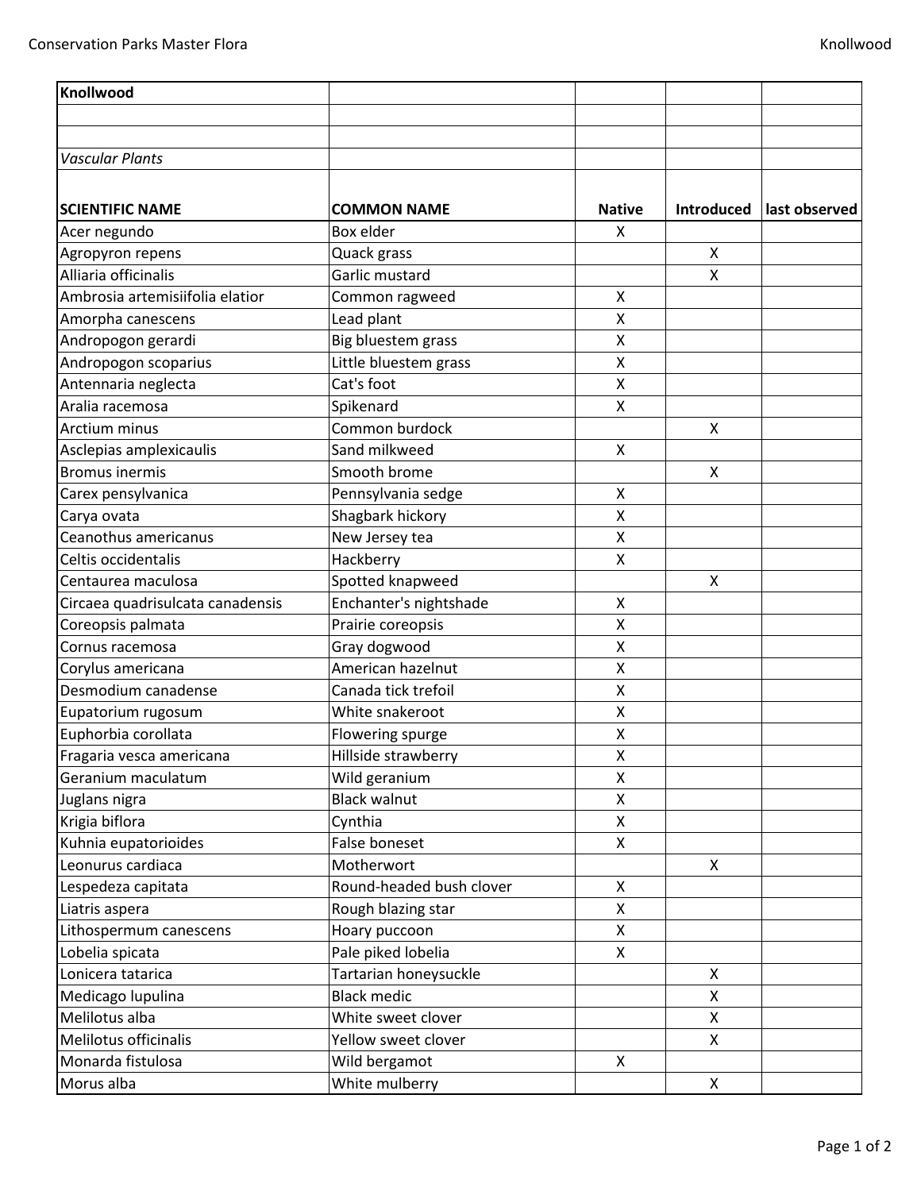## Knollwood

*Vascular Plants*

| SCIENTIFIC NAME | COMMON NAME | Native | Introduced | last observed |
|---|---|---|---|---|
| Acer negundo | Box elder | X | | |
| Agropyron repens | Quack grass | | X | |
| Alliaria officinalis | Garlic mustard | | X | |
| Ambrosia artemisiifolia elatior | Common ragweed | X | | |
| Amorpha canescens | Lead plant | X | | |
| Andropogon gerardi | Big bluestem grass | X | | |
| Andropogon scoparius | Little bluestem grass | X | | |
| Antennaria neglecta | Cat's foot | X | | |
| Aralia racemosa | Spikenard | X | | |
| Arctium minus | Common burdock | | X | |
| Asclepias amplexicaulis | Sand milkweed | X | | |
| Bromus inermis | Smooth brome | | X | |
| Carex pensylvanica | Pennsylvania sedge | X | | |
| Carya ovata | Shagbark hickory | X | | |
| Ceanothus americanus | New Jersey tea | X | | |
| Celtis occidentalis | Hackberry | X | | |
| Centaurea maculosa | Spotted knapweed | | X | |
| Circaea quadrisulcata canadensis | Enchanter's nightshade | X | | |
| Coreopsis palmata | Prairie coreopsis | X | | |
| Cornus racemosa | Gray dogwood | X | | |
| Corylus americana | American hazelnut | X | | |
| Desmodium canadense | Canada tick trefoil | X | | |
| Eupatorium rugosum | White snakeroot | X | | |
| Euphorbia corollata | Flowering spurge | X | | |
| Fragaria vesca americana | Hillside strawberry | X | | |
| Geranium maculatum | Wild geranium | X | | |
| Juglans nigra | Black walnut | X | | |
| Krigia biflora | Cynthia | X | | |
| Kuhnia eupatorioides | False boneset | X | | |
| Leonurus cardiaca | Motherwort | | X | |
| Lespedeza capitata | Round-headed bush clover | X | | |
| Liatris aspera | Rough blazing star | X | | |
| Lithospermum canescens | Hoary puccoon | X | | |
| Lobelia spicata | Pale piked lobelia | X | | |
| Lonicera tatarica | Tartarian honeysuckle | | X | |
| Medicago lupulina | Black medic | | X | |
| Melilotus alba | White sweet clover | | X | |
| Melilotus officinalis | Yellow sweet clover | | X | |
| Monarda fistulosa | Wild bergamot | X | | |
| Morus alba | White mulberry | | X | |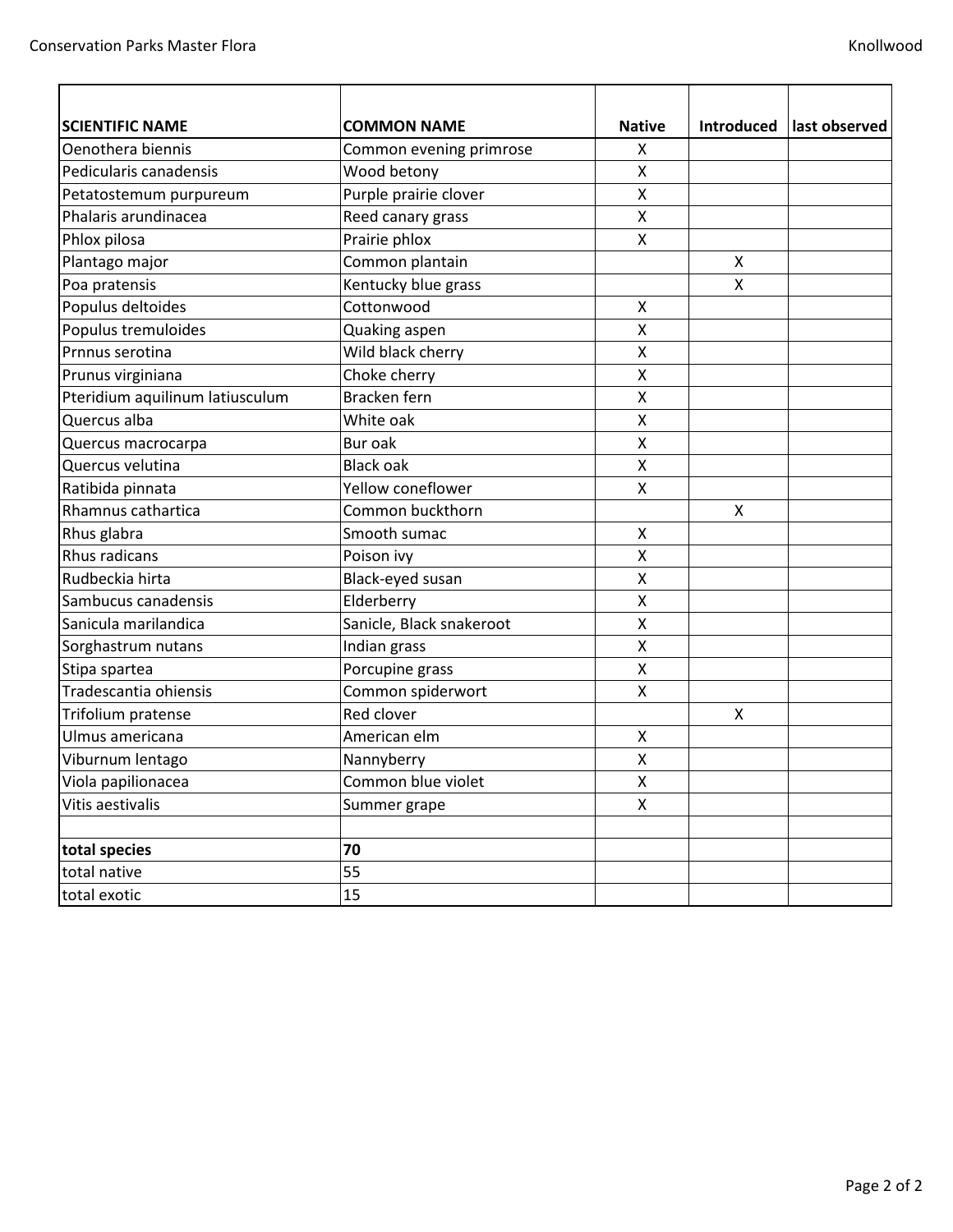| SCIENTIFIC NAME | COMMON NAME | Native | Introduced | last observed |
|---|---|---|---|---|
| Oenothera biennis | Common evening primrose | X | | |
| Pedicularis canadensis | Wood betony | X | | |
| Petatostemum purpureum | Purple prairie clover | X | | |
| Phalaris arundinacea | Reed canary grass | X | | |
| Phlox pilosa | Prairie phlox | X | | |
| Plantago major | Common plantain | | X | |
| Poa pratensis | Kentucky blue grass | | X | |
| Populus deltoides | Cottonwood | X | | |
| Populus tremuloides | Quaking aspen | X | | |
| Prnnus serotina | Wild black cherry | X | | |
| Prunus virginiana | Choke cherry | X | | |
| Pteridium aquilinum latiusculum | Bracken fern | X | | |
| Quercus alba | White oak | X | | |
| Quercus macrocarpa | Bur oak | X | | |
| Quercus velutina | Black oak | X | | |
| Ratibida pinnata | Yellow coneflower | X | | |
| Rhamnus cathartica | Common buckthorn | | X | |
| Rhus glabra | Smooth sumac | X | | |
| Rhus radicans | Poison ivy | X | | |
| Rudbeckia hirta | Black-eyed susan | X | | |
| Sambucus canadensis | Elderberry | X | | |
| Sanicula marilandica | Sanicle, Black snakeroot | X | | |
| Sorghastrum nutans | Indian grass | X | | |
| Stipa spartea | Porcupine grass | X | | |
| Tradescantia ohiensis | Common spiderwort | X | | |
| Trifolium pratense | Red clover | | X | |
| Ulmus americana | American elm | X | | |
| Viburnum lentago | Nannyberry | X | | |
| Viola papilionacea | Common blue violet | X | | |
| Vitis aestivalis | Summer grape | X | | |
| | | | | |
| **total species** | **70** | | | |
| total native | 55 | | | |
| total exotic | 15 | | | |